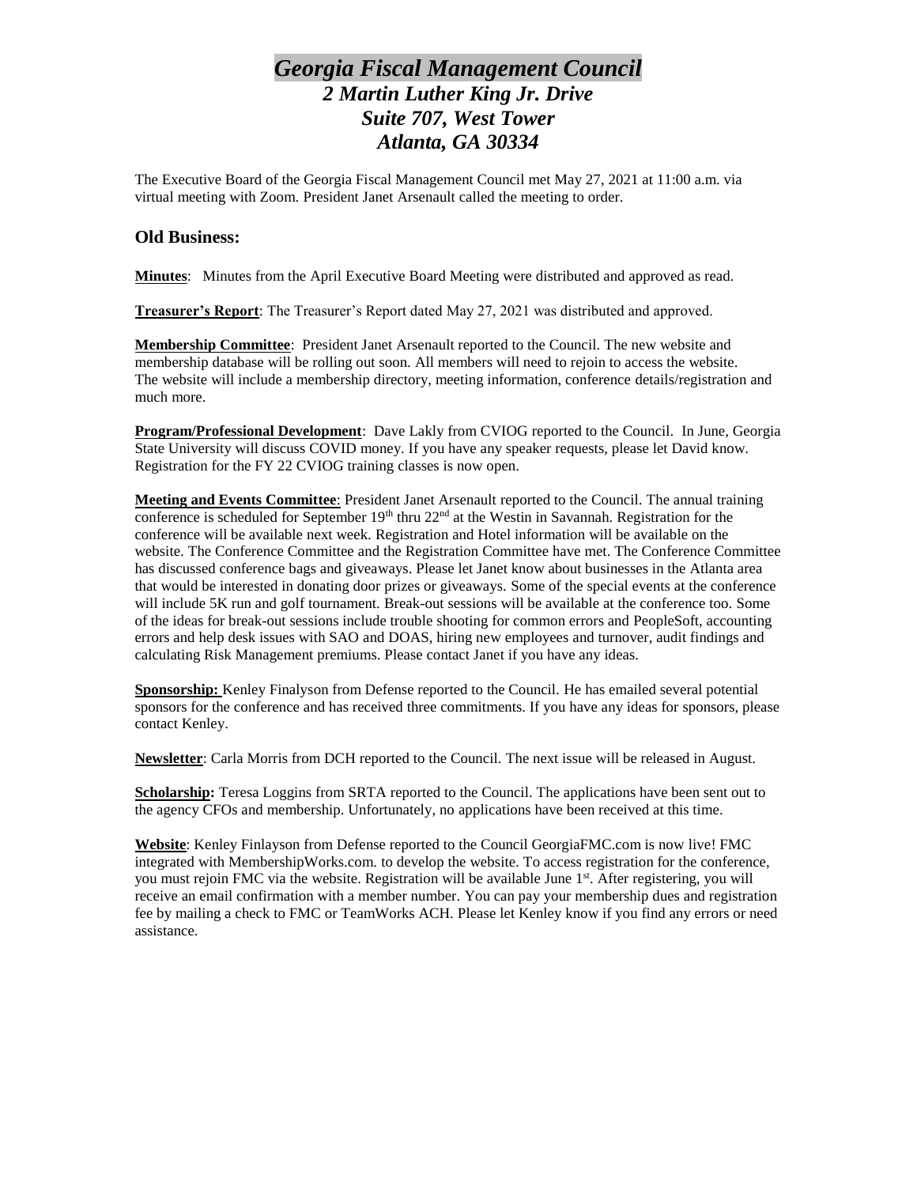# *Georgia Fiscal Management Council*

## *2 Martin Luther King Jr. Drive*
## *Suite 707, West Tower*
## *Atlanta, GA 30334*

The Executive Board of the Georgia Fiscal Management Council met May 27, 2021 at 11:00 a.m. via virtual meeting with Zoom. President Janet Arsenault called the meeting to order.

## Old Business:

**Minutes**: Minutes from the April Executive Board Meeting were distributed and approved as read.

**Treasurer's Report**: The Treasurer's Report dated May 27, 2021 was distributed and approved.

**Membership Committee**: President Janet Arsenault reported to the Council. The new website and membership database will be rolling out soon. All members will need to rejoin to access the website. The website will include a membership directory, meeting information, conference details/registration and much more.

**Program/Professional Development**: Dave Lakly from CVIOG reported to the Council. In June, Georgia State University will discuss COVID money. If you have any speaker requests, please let David know. Registration for the FY 22 CVIOG training classes is now open.

**Meeting and Events Committee**: President Janet Arsenault reported to the Council. The annual training conference is scheduled for September 19th thru 22nd at the Westin in Savannah. Registration for the conference will be available next week. Registration and Hotel information will be available on the website. The Conference Committee and the Registration Committee have met. The Conference Committee has discussed conference bags and giveaways. Please let Janet know about businesses in the Atlanta area that would be interested in donating door prizes or giveaways. Some of the special events at the conference will include 5K run and golf tournament. Break-out sessions will be available at the conference too. Some of the ideas for break-out sessions include trouble shooting for common errors and PeopleSoft, accounting errors and help desk issues with SAO and DOAS, hiring new employees and turnover, audit findings and calculating Risk Management premiums. Please contact Janet if you have any ideas.

**Sponsorship:** Kenley Finalyson from Defense reported to the Council. He has emailed several potential sponsors for the conference and has received three commitments. If you have any ideas for sponsors, please contact Kenley.

**Newsletter**: Carla Morris from DCH reported to the Council. The next issue will be released in August.

**Scholarship:** Teresa Loggins from SRTA reported to the Council. The applications have been sent out to the agency CFOs and membership. Unfortunately, no applications have been received at this time.

**Website**: Kenley Finlayson from Defense reported to the Council GeorgiaFMC.com is now live! FMC integrated with MembershipWorks.com. to develop the website. To access registration for the conference, you must rejoin FMC via the website. Registration will be available June 1st. After registering, you will receive an email confirmation with a member number. You can pay your membership dues and registration fee by mailing a check to FMC or TeamWorks ACH. Please let Kenley know if you find any errors or need assistance.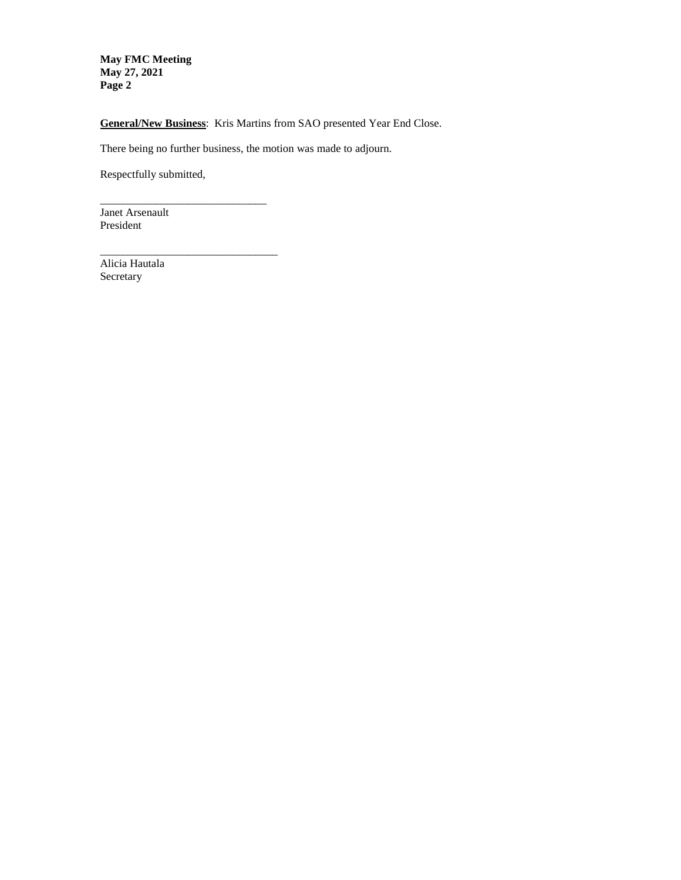**General/New Business**: Kris Martins from SAO presented Year End Close.

There being no further business, the motion was made to adjourn.

Respectfully submitted,

\_\_\_\_\_\_\_\_\_\_\_\_\_\_\_\_\_\_\_\_\_\_\_\_\_\_\_\_\_\_

Janet Arsenault
President

\_\_\_\_\_\_\_\_\_\_\_\_\_\_\_\_\_\_\_\_\_\_\_\_\_\_\_\_\_\_\_\_

Alicia Hautala
Secretary